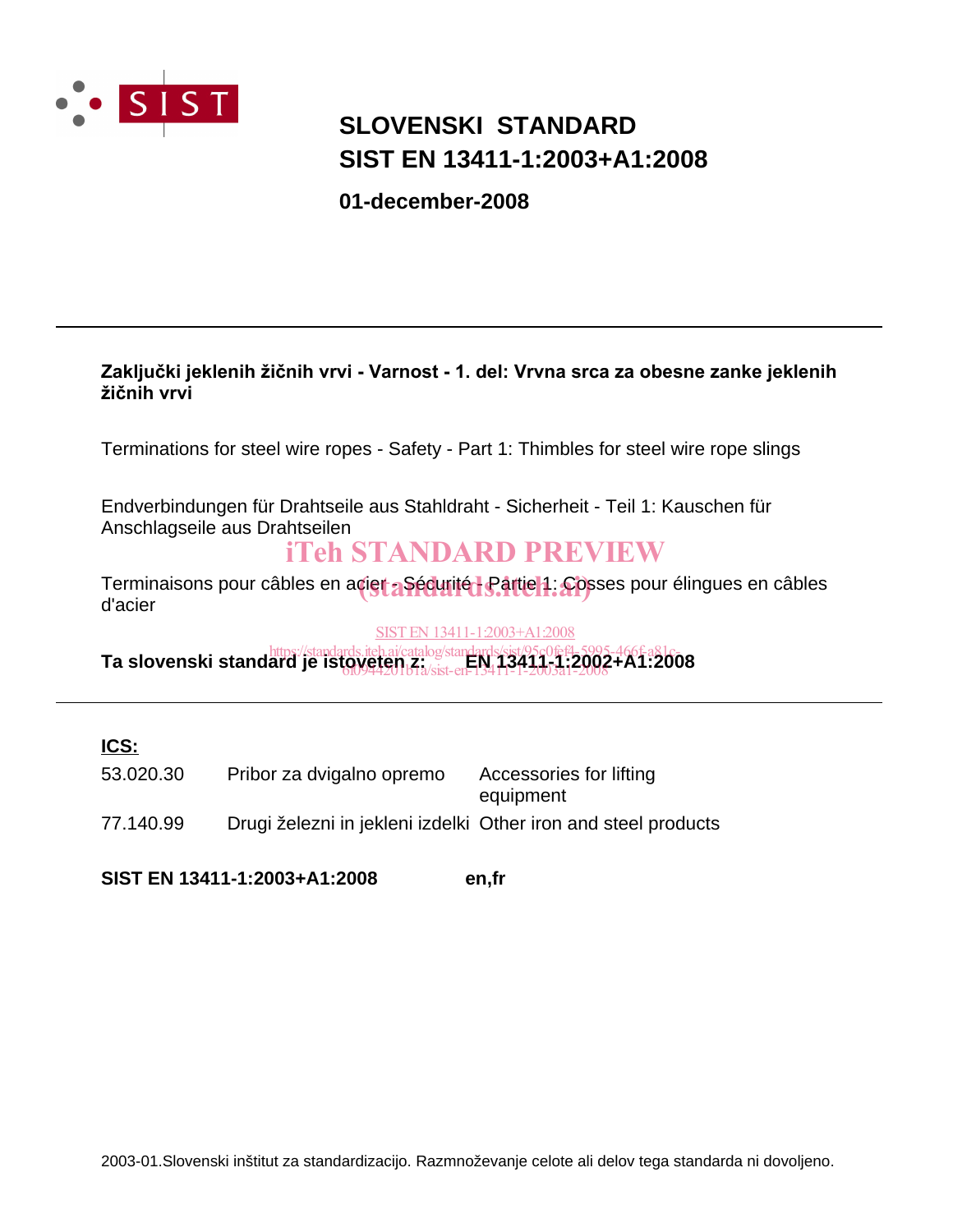# SLOVENSKI STANDARD
# SIST EN 13411-1:2003+A1:2008

**01-december-2008**

---

**Zaključki jeklenih žičnih vrvi - Varnost - 1. del: Vrvna srca za obesne zanke jeklenih žičnih vrvi**

Terminations for steel wire ropes - Safety - Part 1: Thimbles for steel wire rope slings

Endverbindungen für Drahtseile aus Stahldraht - Sicherheit - Teil 1: Kauschen für Anschlagseile aus Drahtseilen

Terminaisons pour câbles en acier - Sécurité - Partie 1: Cosses pour élingues en câbles d'acier

**Ta slovenski standard je istoveten z: EN 13411-1:2002+A1:2008**

---

**ICS:**

| | | |
|---|---|---|
| 53.020.30 | Pribor za dvigalno opremo | Accessories for lifting equipment |
| 77.140.99 | Drugi železni in jekleni izdelki | Other iron and steel products |

**SIST EN 13411-1:2003+A1:2008** **en,fr**

2003-01.Slovenski inštitut za standardizacijo. Razmnoževanje celote ali delov tega standarda ni dovoljeno.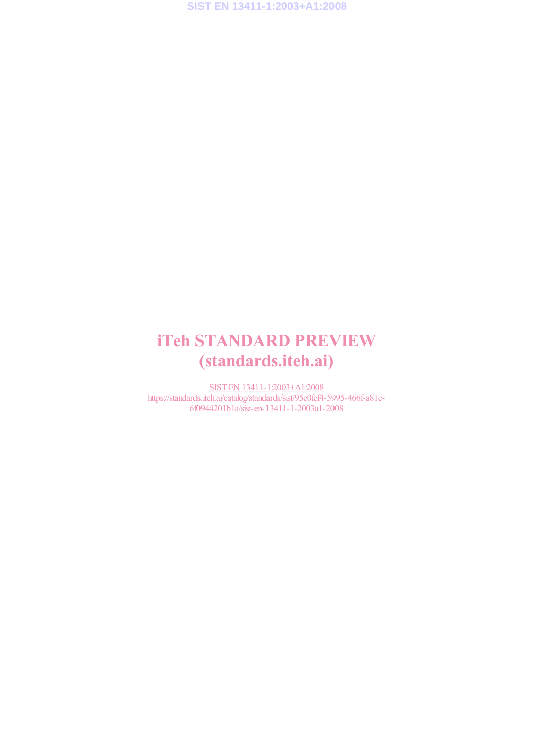iTeh STANDARD PREVIEW
(standards.iteh.ai)

SIST EN 13411-1:2003+A1:2008
https://standards.iteh.ai/catalog/standards/sist/95c0fef4-5995-466f-a81c-6f0944201b1a/sist-en-13411-1-2003a1-2008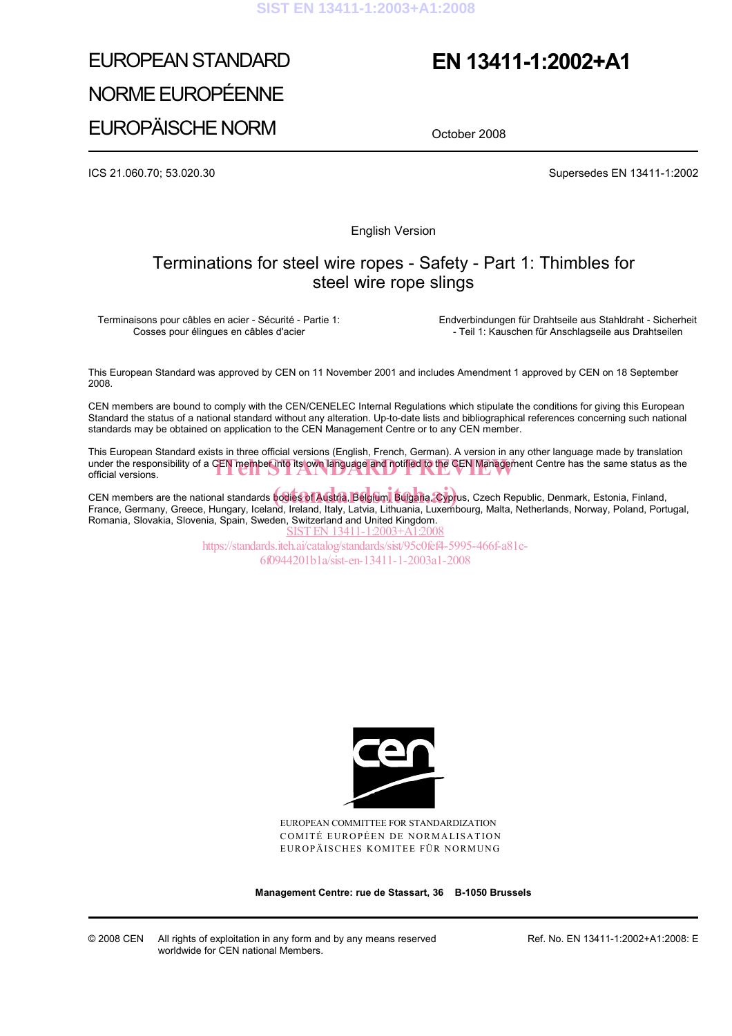EUROPEAN STANDARD

NORME EUROPÉENNE

EUROPÄISCHE NORM

# EN 13411-1:2002+A1

October 2008

ICS 21.060.70; 53.020.30

Supersedes EN 13411-1:2002

English Version

## Terminations for steel wire ropes - Safety - Part 1: Thimbles for steel wire rope slings

Terminaisons pour câbles en acier - Sécurité - Partie 1: Cosses pour élingues en câbles d'acier

Endverbindungen für Drahtseile aus Stahldraht - Sicherheit - Teil 1: Kauschen für Anschlagseile aus Drahtseilen

This European Standard was approved by CEN on 11 November 2001 and includes Amendment 1 approved by CEN on 18 September 2008.

CEN members are bound to comply with the CEN/CENELEC Internal Regulations which stipulate the conditions for giving this European Standard the status of a national standard without any alteration. Up-to-date lists and bibliographical references concerning such national standards may be obtained on application to the CEN Management Centre or to any CEN member.

This European Standard exists in three official versions (English, French, German). A version in any other language made by translation under the responsibility of a CEN member into its own language and notified to the CEN Management Centre has the same status as the official versions.

CEN members are the national standards bodies of Austria, Belgium, Bulgaria, Cyprus, Czech Republic, Denmark, Estonia, Finland, France, Germany, Greece, Hungary, Iceland, Ireland, Italy, Latvia, Lithuania, Luxembourg, Malta, Netherlands, Norway, Poland, Portugal, Romania, Slovakia, Slovenia, Spain, Sweden, Switzerland and United Kingdom.

EUROPEAN COMMITTEE FOR STANDARDIZATION
COMITÉ EUROPÉEN DE NORMALISATION
EUROPÄISCHES KOMITEE FÜR NORMUNG

**Management Centre: rue de Stassart, 36 B-1050 Brussels**

© 2008 CEN All rights of exploitation in any form and by any means reserved worldwide for CEN national Members.

Ref. No. EN 13411-1:2002+A1:2008: E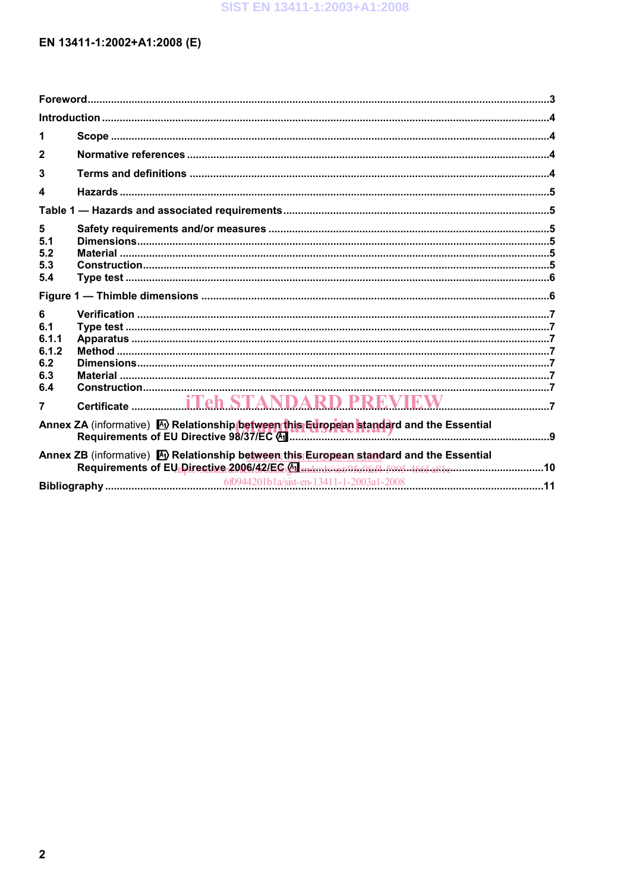Foreword.........................................................................................................................................3

Introduction .....................................................................................................................................4

1 Scope ..........................................................................................................................................4

2 Normative references .................................................................................................................4

3 Terms and definitions .................................................................................................................4

4 Hazards .......................................................................................................................................5

Table 1 — Hazards and associated requirements.............................................................................5

5 Safety requirements and/or measures ......................................................................................5
5.1 Dimensions.................................................................................................................................5
5.2 Material .......................................................................................................................................5
5.3 Construction................................................................................................................................5
5.4 Type test .....................................................................................................................................6

Figure 1 — Thimble dimensions .......................................................................................................6

6 Verification .................................................................................................................................7
6.1 Type test .....................................................................................................................................7
6.1.1 Apparatus ................................................................................................................................7
6.1.2 Method .....................................................................................................................................7
6.2 Dimensions.................................................................................................................................7
6.3 Material .......................................................................................................................................7
6.4 Construction................................................................................................................................7

7 Certificate ....................................................................................................................................7

Annex ZA (informative) [A1) Relationship between this European standard and the Essential Requirements of EU Directive 98/37/EC (A1] .........................................................................9

Annex ZB (informative) [A1) Relationship between this European standard and the Essential Requirements of EU Directive 2006/42/EC (A1] .......................................................................10

Bibliography ...................................................................................................................................11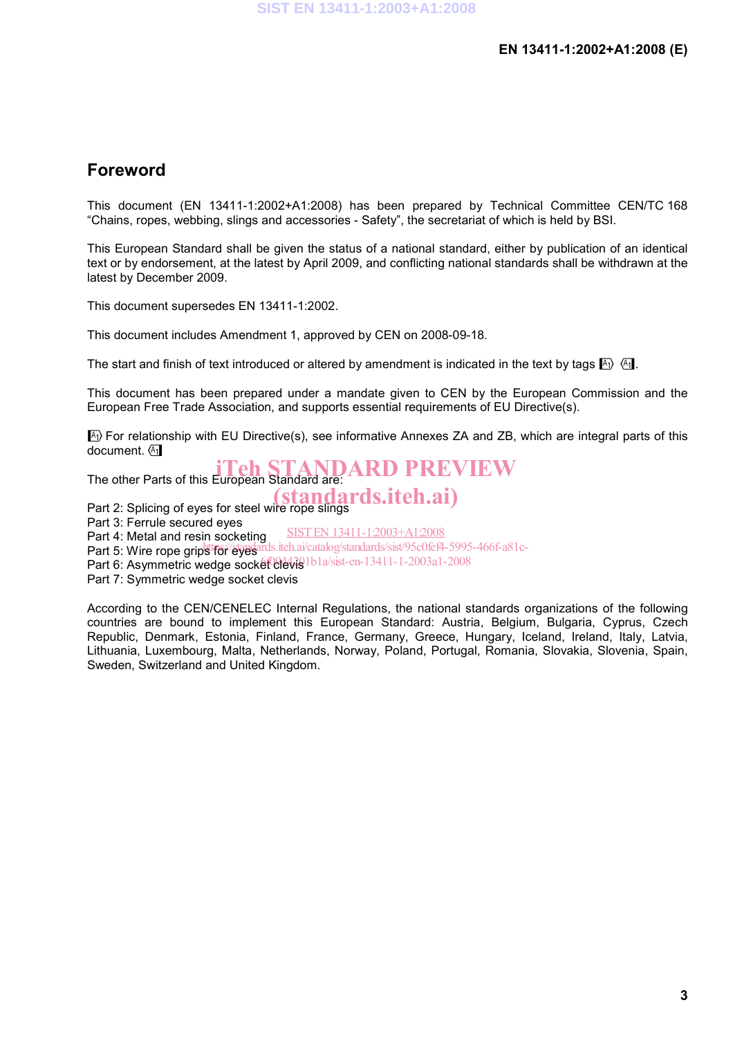## Foreword

This document (EN 13411-1:2002+A1:2008) has been prepared by Technical Committee CEN/TC 168 "Chains, ropes, webbing, slings and accessories - Safety", the secretariat of which is held by BSI.

This European Standard shall be given the status of a national standard, either by publication of an identical text or by endorsement, at the latest by April 2009, and conflicting national standards shall be withdrawn at the latest by December 2009.

This document supersedes EN 13411-1:2002.

This document includes Amendment 1, approved by CEN on 2008-09-18.

The start and finish of text introduced or altered by amendment is indicated in the text by tags [A1⟩ ⟨A1].

This document has been prepared under a mandate given to CEN by the European Commission and the European Free Trade Association, and supports essential requirements of EU Directive(s).

[A1⟩ For relationship with EU Directive(s), see informative Annexes ZA and ZB, which are integral parts of this document. ⟨A1]

The other Parts of this European Standard are:

Part 2: Splicing of eyes for steel wire rope slings
Part 3: Ferrule secured eyes
Part 4: Metal and resin socketing
Part 5: Wire rope grips for eyes
Part 6: Asymmetric wedge socket clevis
Part 7: Symmetric wedge socket clevis

According to the CEN/CENELEC Internal Regulations, the national standards organizations of the following countries are bound to implement this European Standard: Austria, Belgium, Bulgaria, Cyprus, Czech Republic, Denmark, Estonia, Finland, France, Germany, Greece, Hungary, Iceland, Ireland, Italy, Latvia, Lithuania, Luxembourg, Malta, Netherlands, Norway, Poland, Portugal, Romania, Slovakia, Slovenia, Spain, Sweden, Switzerland and United Kingdom.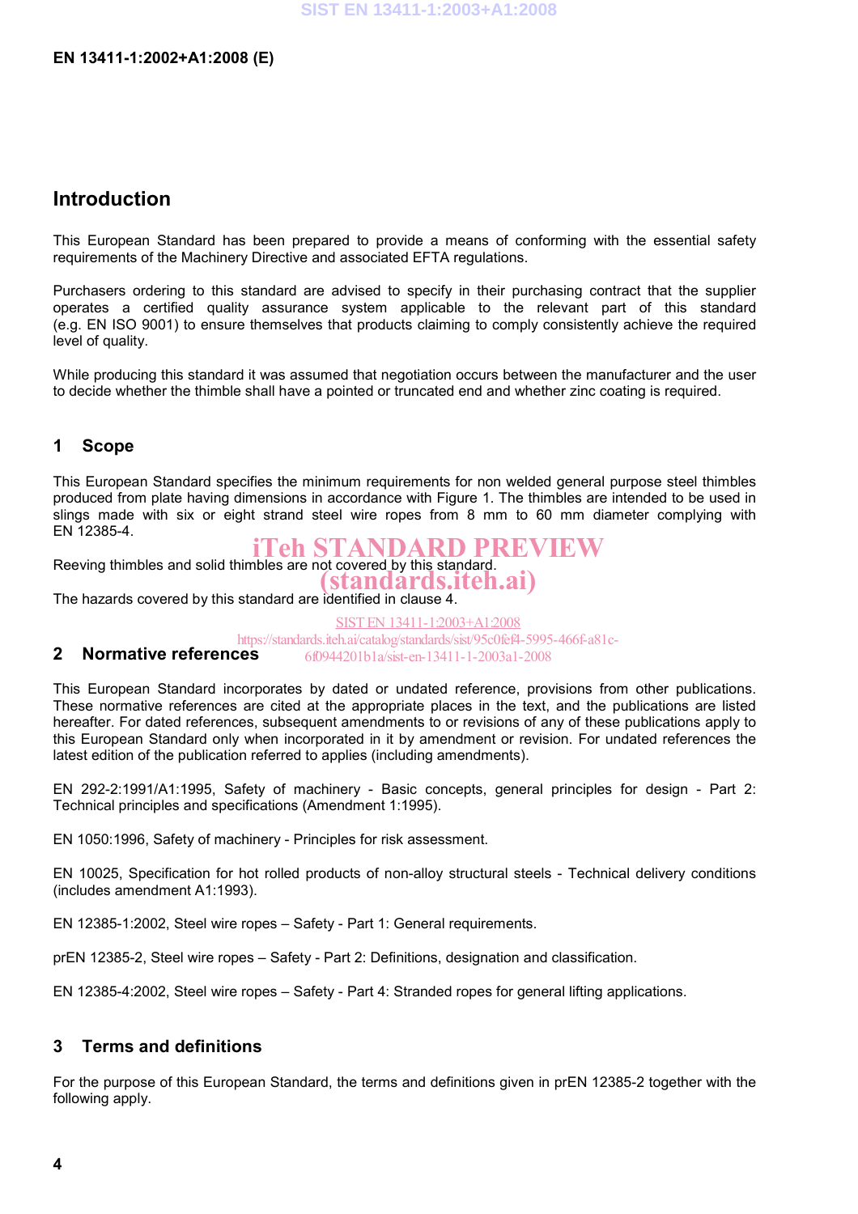## Introduction

This European Standard has been prepared to provide a means of conforming with the essential safety requirements of the Machinery Directive and associated EFTA regulations.

Purchasers ordering to this standard are advised to specify in their purchasing contract that the supplier operates a certified quality assurance system applicable to the relevant part of this standard (e.g. EN ISO 9001) to ensure themselves that products claiming to comply consistently achieve the required level of quality.

While producing this standard it was assumed that negotiation occurs between the manufacturer and the user to decide whether the thimble shall have a pointed or truncated end and whether zinc coating is required.

## 1 Scope

This European Standard specifies the minimum requirements for non welded general purpose steel thimbles produced from plate having dimensions in accordance with Figure 1. The thimbles are intended to be used in slings made with six or eight strand steel wire ropes from 8 mm to 60 mm diameter complying with EN 12385-4.

Reeving thimbles and solid thimbles are not covered by this standard.

The hazards covered by this standard are identified in clause 4.

## 2 Normative references

This European Standard incorporates by dated or undated reference, provisions from other publications. These normative references are cited at the appropriate places in the text, and the publications are listed hereafter. For dated references, subsequent amendments to or revisions of any of these publications apply to this European Standard only when incorporated in it by amendment or revision. For undated references the latest edition of the publication referred to applies (including amendments).

EN 292-2:1991/A1:1995, Safety of machinery - Basic concepts, general principles for design - Part 2: Technical principles and specifications (Amendment 1:1995).

EN 1050:1996, Safety of machinery - Principles for risk assessment.

EN 10025, Specification for hot rolled products of non-alloy structural steels - Technical delivery conditions (includes amendment A1:1993).

EN 12385-1:2002, Steel wire ropes – Safety - Part 1: General requirements.

prEN 12385-2, Steel wire ropes – Safety - Part 2: Definitions, designation and classification.

EN 12385-4:2002, Steel wire ropes – Safety - Part 4: Stranded ropes for general lifting applications.

## 3 Terms and definitions

For the purpose of this European Standard, the terms and definitions given in prEN 12385-2 together with the following apply.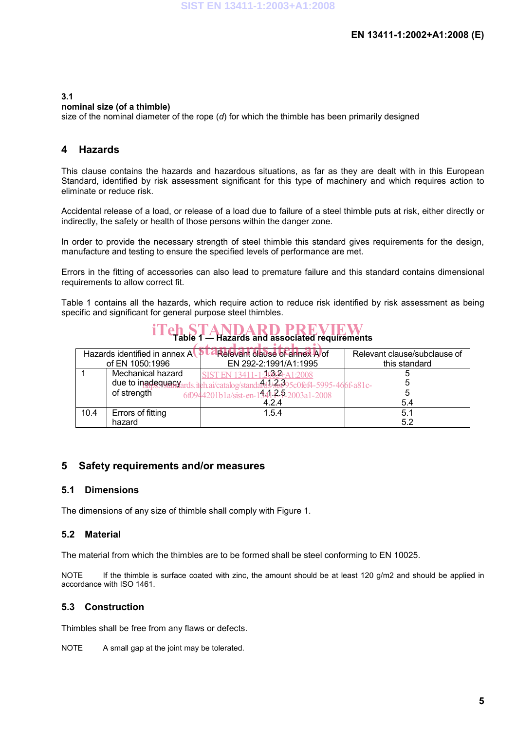**3.1**
**nominal size (of a thimble)**
size of the nominal diameter of the rope ($d$) for which the thimble has been primarily designed

## 4 Hazards

This clause contains the hazards and hazardous situations, as far as they are dealt with in this European Standard, identified by risk assessment significant for this type of machinery and which requires action to eliminate or reduce risk.

Accidental release of a load, or release of a load due to failure of a steel thimble puts at risk, either directly or indirectly, the safety or health of those persons within the danger zone.

In order to provide the necessary strength of steel thimble this standard gives requirements for the design, manufacture and testing to ensure the specified levels of performance are met.

Errors in the fitting of accessories can also lead to premature failure and this standard contains dimensional requirements to allow correct fit.

Table 1 contains all the hazards, which require action to reduce risk identified by risk assessment as being specific and significant for general purpose steel thimbles.

**Table 1 — Hazards and associated requirements**

| Hazards identified in annex A of EN 1050:1996 | | Relevant clause of annex A of EN 292-2:1991/A1:1995 | Relevant clause/subclause of this standard |
|---|---|---|---|
| 1 | Mechanical hazard due to inadequacy of strength | 1.3.2<br>4.1.2.3<br>4.1.2.5<br>4.2.4 | 5<br>5<br>5<br>5.4 |
| 10.4 | Errors of fitting hazard | 1.5.4 | 5.1<br>5.2 |

## 5 Safety requirements and/or measures

### 5.1 Dimensions

The dimensions of any size of thimble shall comply with Figure 1.

### 5.2 Material

The material from which the thimbles are to be formed shall be steel conforming to EN 10025.

NOTE If the thimble is surface coated with zinc, the amount should be at least 120 g/m2 and should be applied in accordance with ISO 1461.

### 5.3 Construction

Thimbles shall be free from any flaws or defects.

NOTE A small gap at the joint may be tolerated.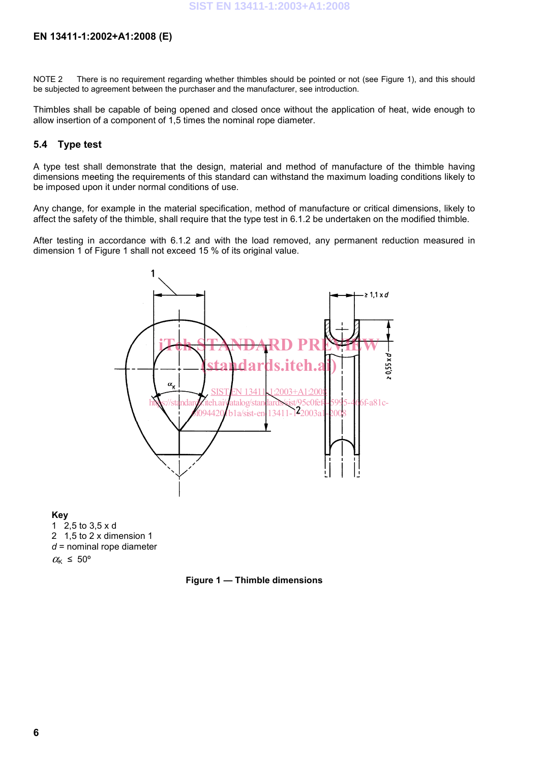NOTE 2 There is no requirement regarding whether thimbles should be pointed or not (see Figure 1), and this should be subjected to agreement between the purchaser and the manufacturer, see introduction.

Thimbles shall be capable of being opened and closed once without the application of heat, wide enough to allow insertion of a component of 1,5 times the nominal rope diameter.

### 5.4 Type test

A type test shall demonstrate that the design, material and method of manufacture of the thimble having dimensions meeting the requirements of this standard can withstand the maximum loading conditions likely to be imposed upon it under normal conditions of use.

Any change, for example in the material specification, method of manufacture or critical dimensions, likely to affect the safety of the thimble, shall require that the type test in 6.1.2 be undertaken on the modified thimble.

After testing in accordance with 6.1.2 and with the load removed, any permanent reduction measured in dimension 1 of Figure 1 shall not exceed 15 % of its original value.

**Key**

1 2,5 to 3,5 x d

2 1,5 to 2 x dimension 1

$d$ = nominal rope diameter

$\alpha_K \leq 50°$

**Figure 1 — Thimble dimensions**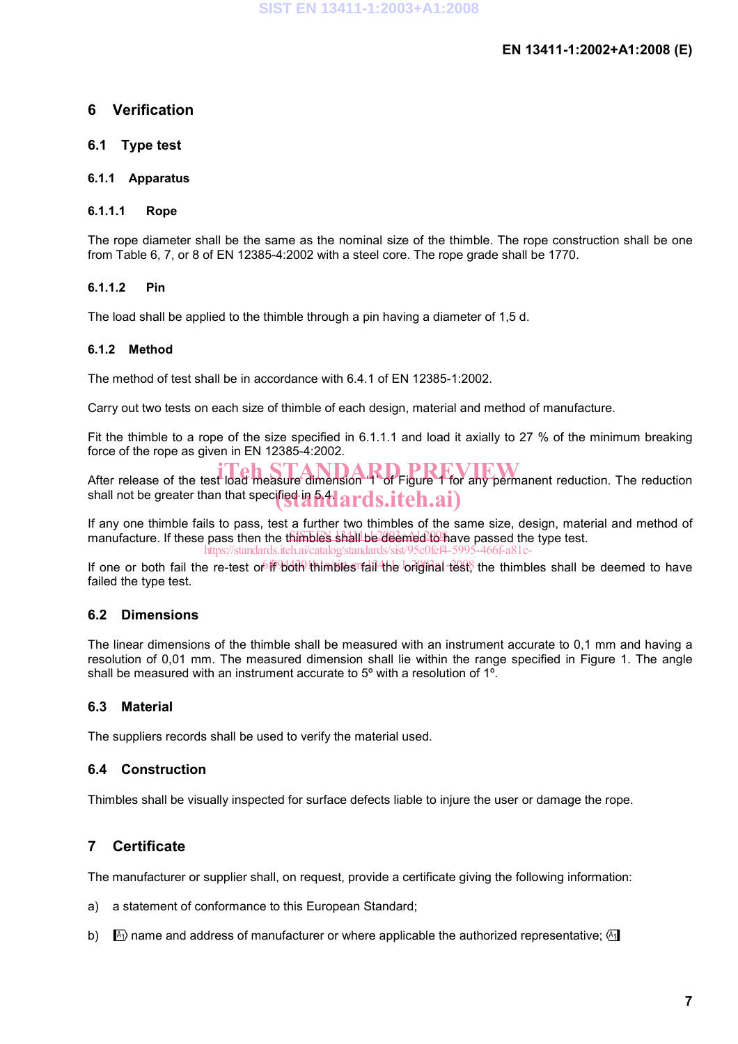# 6 Verification

## 6.1 Type test

### 6.1.1 Apparatus

#### 6.1.1.1 Rope

The rope diameter shall be the same as the nominal size of the thimble. The rope construction shall be one from Table 6, 7, or 8 of EN 12385-4:2002 with a steel core. The rope grade shall be 1770.

#### 6.1.1.2 Pin

The load shall be applied to the thimble through a pin having a diameter of 1,5 d.

### 6.1.2 Method

The method of test shall be in accordance with 6.4.1 of EN 12385-1:2002.

Carry out two tests on each size of thimble of each design, material and method of manufacture.

Fit the thimble to a rope of the size specified in 6.1.1.1 and load it axially to 27 % of the minimum breaking force of the rope as given in EN 12385-4:2002.

After release of the test load measure dimension '1' of Figure 1 for any permanent reduction. The reduction shall not be greater than that specified in 5.4.

If any one thimble fails to pass, test a further two thimbles of the same size, design, material and method of manufacture. If these pass then the thimbles shall be deemed to have passed the type test.

If one or both fail the re-test or if both thimbles fail the original test, the thimbles shall be deemed to have failed the type test.

## 6.2 Dimensions

The linear dimensions of the thimble shall be measured with an instrument accurate to 0,1 mm and having a resolution of 0,01 mm. The measured dimension shall lie within the range specified in Figure 1. The angle shall be measured with an instrument accurate to 5º with a resolution of 1º.

## 6.3 Material

The suppliers records shall be used to verify the material used.

## 6.4 Construction

Thimbles shall be visually inspected for surface defects liable to injure the user or damage the rope.

# 7 Certificate

The manufacturer or supplier shall, on request, provide a certificate giving the following information:

a) a statement of conformance to this European Standard;

b) [A1) name and address of manufacturer or where applicable the authorized representative; (A1]